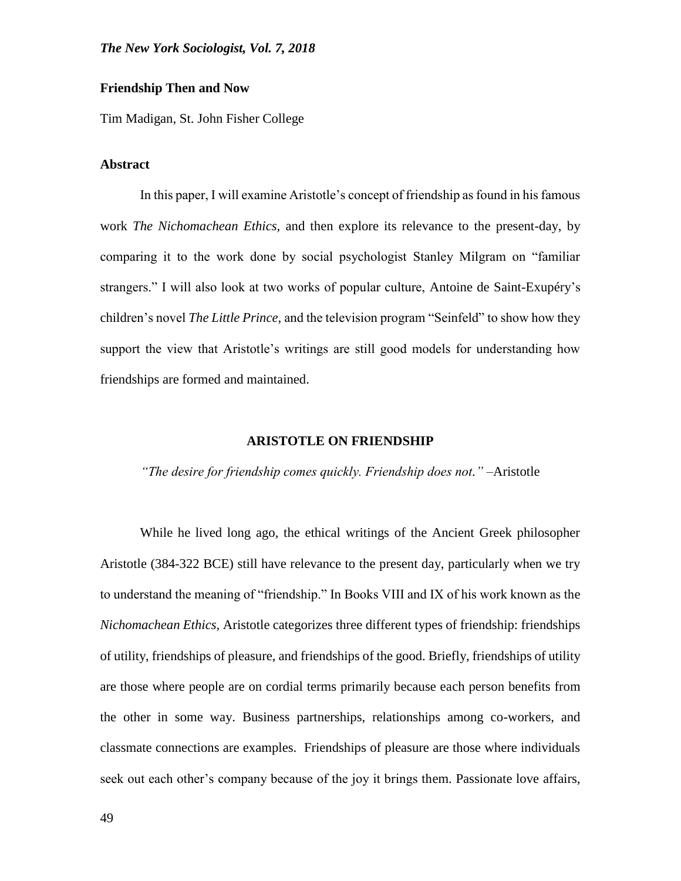# Friendship Then and Now

Tim Madigan, St. John Fisher College

## Abstract

In this paper, I will examine Aristotle's concept of friendship as found in his famous work *The Nichomachean Ethics,* and then explore its relevance to the present-day, by comparing it to the work done by social psychologist Stanley Milgram on "familiar strangers." I will also look at two works of popular culture, Antoine de Saint-Exupéry's children's novel *The Little Prince,* and the television program "Seinfeld" to show how they support the view that Aristotle's writings are still good models for understanding how friendships are formed and maintained.

## ARISTOTLE ON FRIENDSHIP

*"The desire for friendship comes quickly. Friendship does not." –*Aristotle

While he lived long ago, the ethical writings of the Ancient Greek philosopher Aristotle (384-322 BCE) still have relevance to the present day, particularly when we try to understand the meaning of "friendship." In Books VIII and IX of his work known as the *Nichomachean Ethics,* Aristotle categorizes three different types of friendship: friendships of utility, friendships of pleasure, and friendships of the good. Briefly, friendships of utility are those where people are on cordial terms primarily because each person benefits from the other in some way. Business partnerships, relationships among co-workers, and classmate connections are examples. Friendships of pleasure are those where individuals seek out each other's company because of the joy it brings them. Passionate love affairs,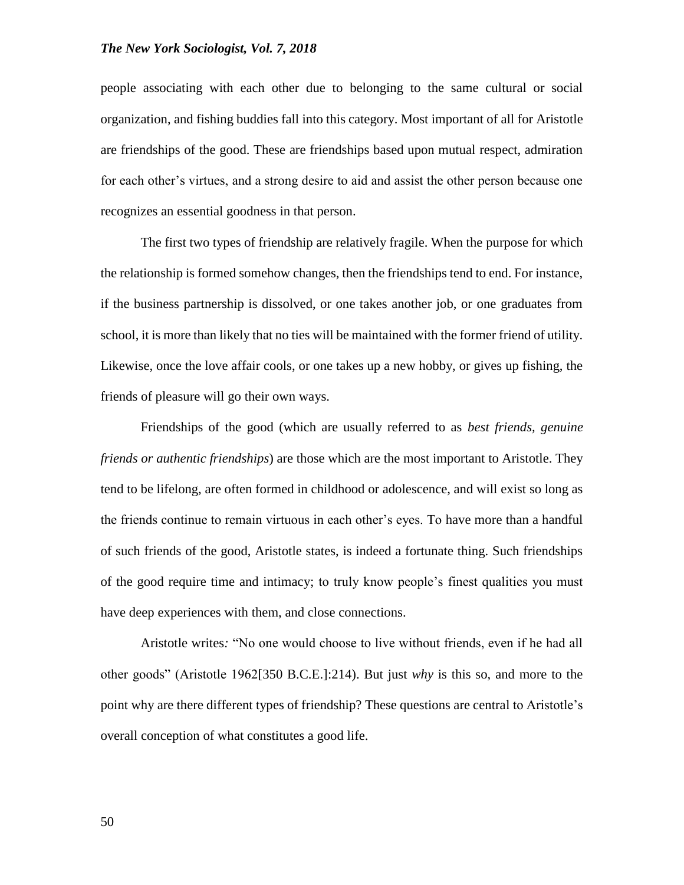people associating with each other due to belonging to the same cultural or social organization, and fishing buddies fall into this category. Most important of all for Aristotle are friendships of the good. These are friendships based upon mutual respect, admiration for each other's virtues, and a strong desire to aid and assist the other person because one recognizes an essential goodness in that person.

The first two types of friendship are relatively fragile. When the purpose for which the relationship is formed somehow changes, then the friendships tend to end. For instance, if the business partnership is dissolved, or one takes another job, or one graduates from school, it is more than likely that no ties will be maintained with the former friend of utility. Likewise, once the love affair cools, or one takes up a new hobby, or gives up fishing, the friends of pleasure will go their own ways.

Friendships of the good (which are usually referred to as *best friends, genuine friends or authentic friendships*) are those which are the most important to Aristotle. They tend to be lifelong, are often formed in childhood or adolescence, and will exist so long as the friends continue to remain virtuous in each other's eyes. To have more than a handful of such friends of the good, Aristotle states, is indeed a fortunate thing. Such friendships of the good require time and intimacy; to truly know people's finest qualities you must have deep experiences with them, and close connections.

Aristotle writes: "No one would choose to live without friends, even if he had all other goods" (Aristotle 1962[350 B.C.E.]:214). But just *why* is this so, and more to the point why are there different types of friendship? These questions are central to Aristotle's overall conception of what constitutes a good life.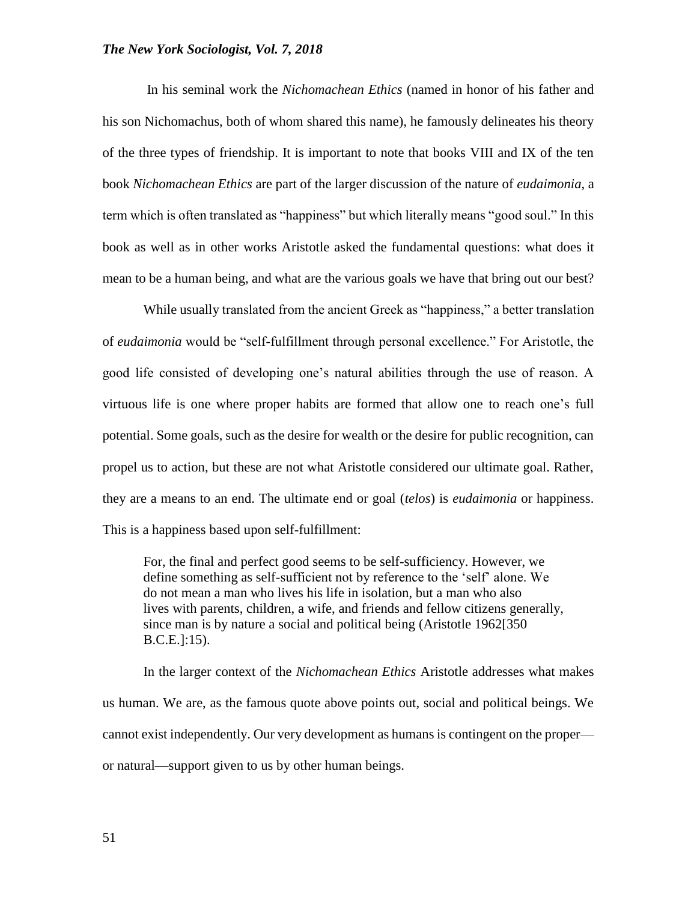In his seminal work the *Nichomachean Ethics* (named in honor of his father and his son Nichomachus, both of whom shared this name), he famously delineates his theory of the three types of friendship. It is important to note that books VIII and IX of the ten book *Nichomachean Ethics* are part of the larger discussion of the nature of *eudaimonia*, a term which is often translated as "happiness" but which literally means "good soul." In this book as well as in other works Aristotle asked the fundamental questions: what does it mean to be a human being, and what are the various goals we have that bring out our best?

While usually translated from the ancient Greek as "happiness," a better translation of *eudaimonia* would be "self-fulfillment through personal excellence." For Aristotle, the good life consisted of developing one's natural abilities through the use of reason. A virtuous life is one where proper habits are formed that allow one to reach one's full potential. Some goals, such as the desire for wealth or the desire for public recognition, can propel us to action, but these are not what Aristotle considered our ultimate goal. Rather, they are a means to an end. The ultimate end or goal (*telos*) is *eudaimonia* or happiness. This is a happiness based upon self-fulfillment:

> For, the final and perfect good seems to be self-sufficiency. However, we define something as self-sufficient not by reference to the 'self' alone. We do not mean a man who lives his life in isolation, but a man who also lives with parents, children, a wife, and friends and fellow citizens generally, since man is by nature a social and political being (Aristotle 1962[350 B.C.E.]:15).

In the larger context of the *Nichomachean Ethics* Aristotle addresses what makes us human. We are, as the famous quote above points out, social and political beings. We cannot exist independently. Our very development as humans is contingent on the proper—or natural—support given to us by other human beings.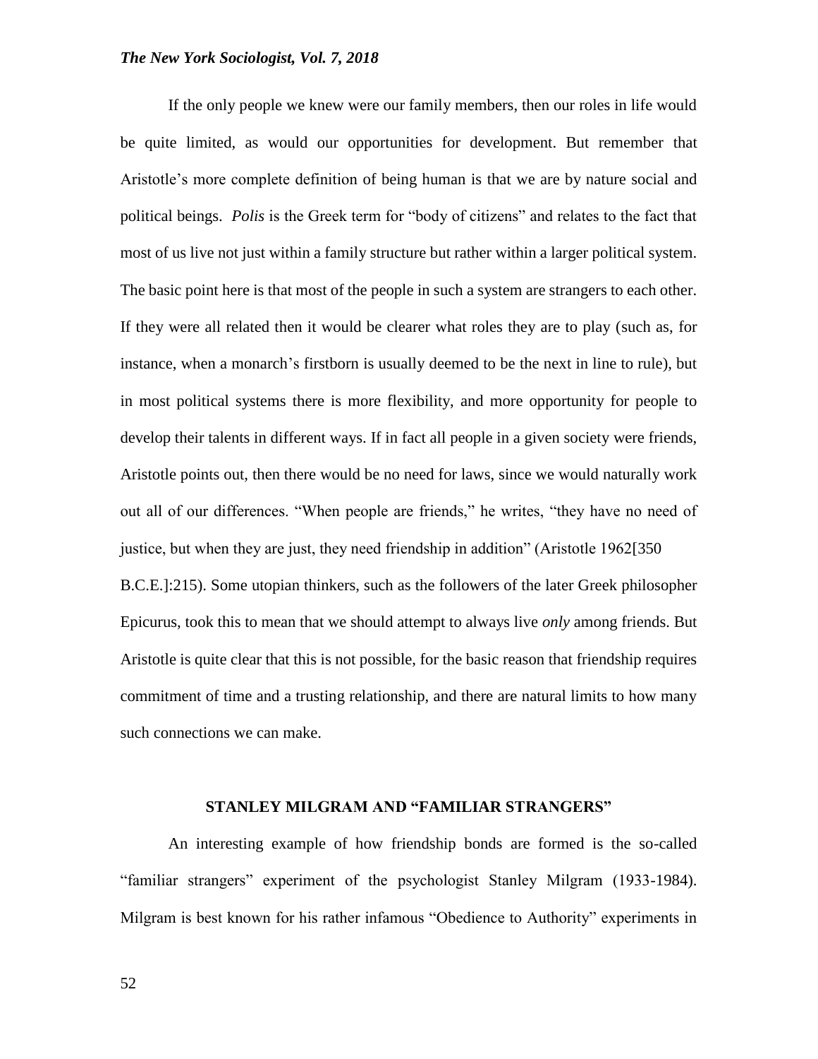If the only people we knew were our family members, then our roles in life would be quite limited, as would our opportunities for development. But remember that Aristotle's more complete definition of being human is that we are by nature social and political beings. *Polis* is the Greek term for "body of citizens" and relates to the fact that most of us live not just within a family structure but rather within a larger political system. The basic point here is that most of the people in such a system are strangers to each other. If they were all related then it would be clearer what roles they are to play (such as, for instance, when a monarch's firstborn is usually deemed to be the next in line to rule), but in most political systems there is more flexibility, and more opportunity for people to develop their talents in different ways. If in fact all people in a given society were friends, Aristotle points out, then there would be no need for laws, since we would naturally work out all of our differences. "When people are friends," he writes, "they have no need of justice, but when they are just, they need friendship in addition" (Aristotle 1962[350 B.C.E.]:215). Some utopian thinkers, such as the followers of the later Greek philosopher Epicurus, took this to mean that we should attempt to always live *only* among friends. But Aristotle is quite clear that this is not possible, for the basic reason that friendship requires commitment of time and a trusting relationship, and there are natural limits to how many such connections we can make.

## STANLEY MILGRAM AND "FAMILIAR STRANGERS"

An interesting example of how friendship bonds are formed is the so-called "familiar strangers" experiment of the psychologist Stanley Milgram (1933-1984). Milgram is best known for his rather infamous "Obedience to Authority" experiments in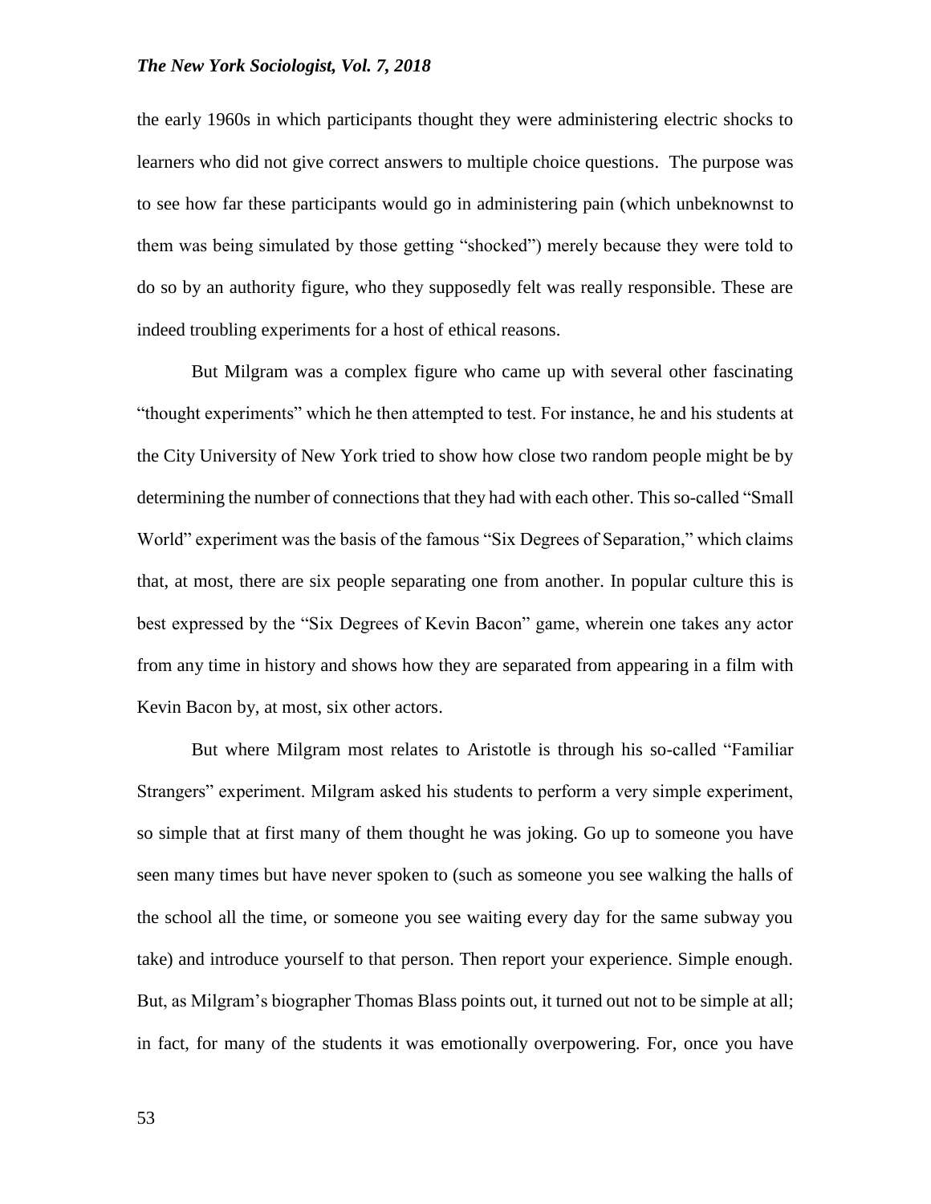the early 1960s in which participants thought they were administering electric shocks to learners who did not give correct answers to multiple choice questions. The purpose was to see how far these participants would go in administering pain (which unbeknownst to them was being simulated by those getting "shocked") merely because they were told to do so by an authority figure, who they supposedly felt was really responsible. These are indeed troubling experiments for a host of ethical reasons.

But Milgram was a complex figure who came up with several other fascinating "thought experiments" which he then attempted to test. For instance, he and his students at the City University of New York tried to show how close two random people might be by determining the number of connections that they had with each other. This so-called "Small World" experiment was the basis of the famous "Six Degrees of Separation," which claims that, at most, there are six people separating one from another. In popular culture this is best expressed by the "Six Degrees of Kevin Bacon" game, wherein one takes any actor from any time in history and shows how they are separated from appearing in a film with Kevin Bacon by, at most, six other actors.

But where Milgram most relates to Aristotle is through his so-called "Familiar Strangers" experiment. Milgram asked his students to perform a very simple experiment, so simple that at first many of them thought he was joking. Go up to someone you have seen many times but have never spoken to (such as someone you see walking the halls of the school all the time, or someone you see waiting every day for the same subway you take) and introduce yourself to that person. Then report your experience. Simple enough. But, as Milgram's biographer Thomas Blass points out, it turned out not to be simple at all; in fact, for many of the students it was emotionally overpowering. For, once you have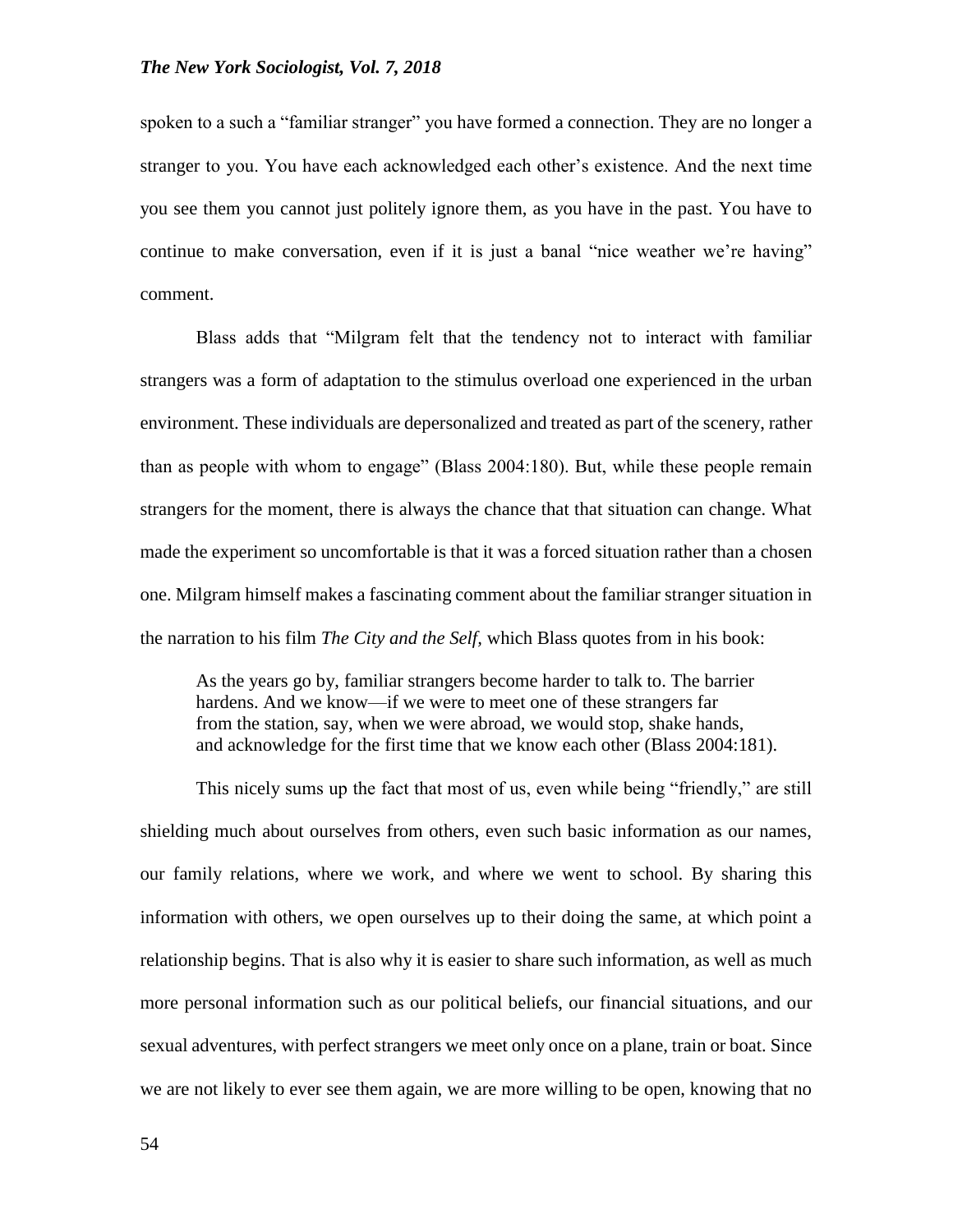spoken to a such a "familiar stranger" you have formed a connection. They are no longer a stranger to you. You have each acknowledged each other's existence. And the next time you see them you cannot just politely ignore them, as you have in the past. You have to continue to make conversation, even if it is just a banal "nice weather we're having" comment.

Blass adds that "Milgram felt that the tendency not to interact with familiar strangers was a form of adaptation to the stimulus overload one experienced in the urban environment. These individuals are depersonalized and treated as part of the scenery, rather than as people with whom to engage" (Blass 2004:180). But, while these people remain strangers for the moment, there is always the chance that that situation can change. What made the experiment so uncomfortable is that it was a forced situation rather than a chosen one. Milgram himself makes a fascinating comment about the familiar stranger situation in the narration to his film *The City and the Self,* which Blass quotes from in his book:

> As the years go by, familiar strangers become harder to talk to. The barrier hardens. And we know—if we were to meet one of these strangers far from the station, say, when we were abroad, we would stop, shake hands, and acknowledge for the first time that we know each other (Blass 2004:181).

This nicely sums up the fact that most of us, even while being "friendly," are still shielding much about ourselves from others, even such basic information as our names, our family relations, where we work, and where we went to school. By sharing this information with others, we open ourselves up to their doing the same, at which point a relationship begins. That is also why it is easier to share such information, as well as much more personal information such as our political beliefs, our financial situations, and our sexual adventures, with perfect strangers we meet only once on a plane, train or boat. Since we are not likely to ever see them again, we are more willing to be open, knowing that no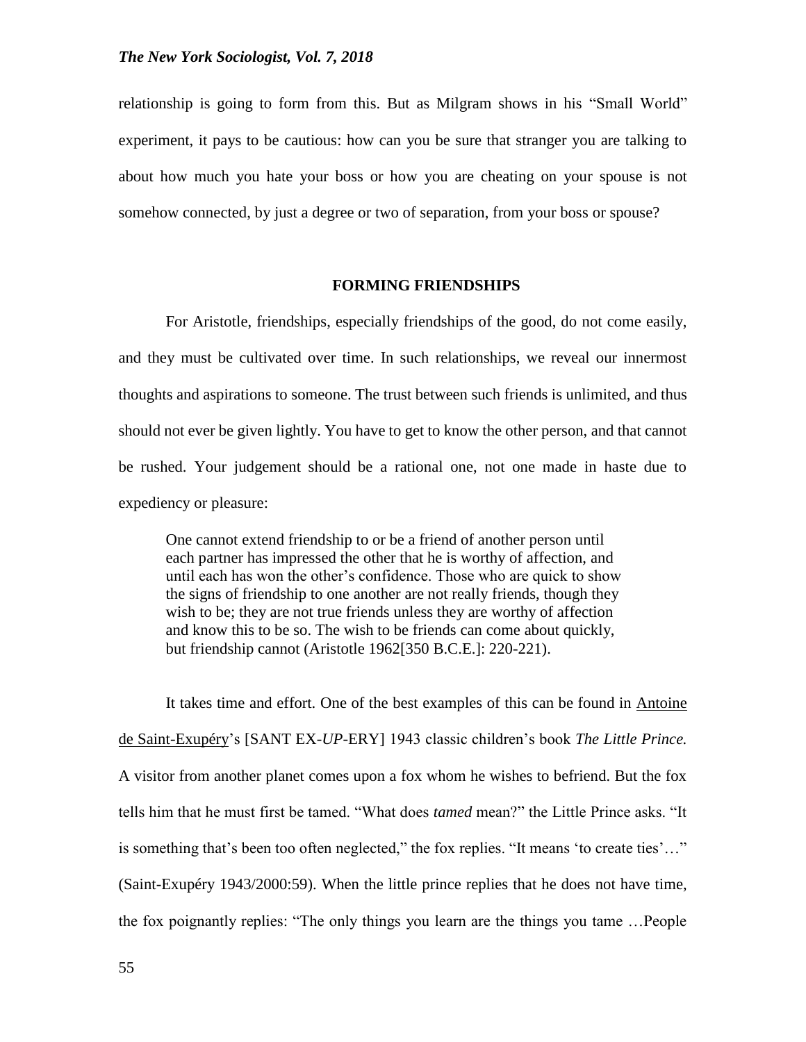relationship is going to form from this. But as Milgram shows in his "Small World" experiment, it pays to be cautious: how can you be sure that stranger you are talking to about how much you hate your boss or how you are cheating on your spouse is not somehow connected, by just a degree or two of separation, from your boss or spouse?

## FORMING FRIENDSHIPS

For Aristotle, friendships, especially friendships of the good, do not come easily, and they must be cultivated over time. In such relationships, we reveal our innermost thoughts and aspirations to someone. The trust between such friends is unlimited, and thus should not ever be given lightly. You have to get to know the other person, and that cannot be rushed. Your judgement should be a rational one, not one made in haste due to expediency or pleasure:

> One cannot extend friendship to or be a friend of another person until each partner has impressed the other that he is worthy of affection, and until each has won the other's confidence. Those who are quick to show the signs of friendship to one another are not really friends, though they wish to be; they are not true friends unless they are worthy of affection and know this to be so. The wish to be friends can come about quickly, but friendship cannot (Aristotle 1962[350 B.C.E.]: 220-221).

It takes time and effort. One of the best examples of this can be found in Antoine de Saint-Exupéry's [SANT EX-*UP*-ERY] 1943 classic children's book *The Little Prince.* A visitor from another planet comes upon a fox whom he wishes to befriend. But the fox tells him that he must first be tamed. "What does *tamed* mean?" the Little Prince asks. "It is something that's been too often neglected," the fox replies. "It means 'to create ties'…" (Saint-Exupéry 1943/2000:59). When the little prince replies that he does not have time, the fox poignantly replies: "The only things you learn are the things you tame …People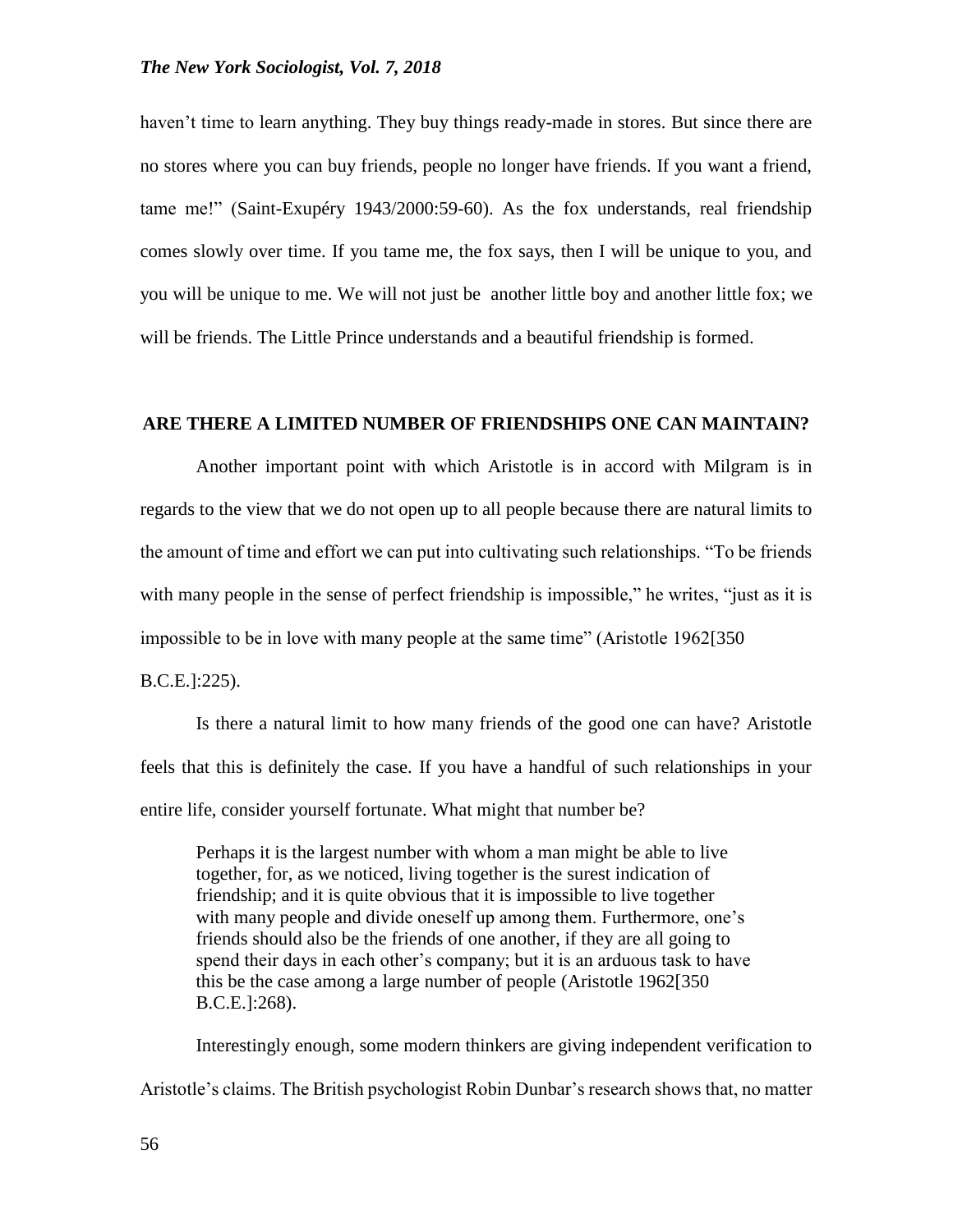haven't time to learn anything. They buy things ready-made in stores. But since there are no stores where you can buy friends, people no longer have friends. If you want a friend, tame me!" (Saint-Exupéry 1943/2000:59-60). As the fox understands, real friendship comes slowly over time. If you tame me, the fox says, then I will be unique to you, and you will be unique to me. We will not just be another little boy and another little fox; we will be friends. The Little Prince understands and a beautiful friendship is formed.

## ARE THERE A LIMITED NUMBER OF FRIENDSHIPS ONE CAN MAINTAIN?

Another important point with which Aristotle is in accord with Milgram is in regards to the view that we do not open up to all people because there are natural limits to the amount of time and effort we can put into cultivating such relationships. "To be friends with many people in the sense of perfect friendship is impossible," he writes, "just as it is impossible to be in love with many people at the same time" (Aristotle 1962[350 B.C.E.]:225).

Is there a natural limit to how many friends of the good one can have? Aristotle feels that this is definitely the case. If you have a handful of such relationships in your entire life, consider yourself fortunate. What might that number be?

> Perhaps it is the largest number with whom a man might be able to live together, for, as we noticed, living together is the surest indication of friendship; and it is quite obvious that it is impossible to live together with many people and divide oneself up among them. Furthermore, one's friends should also be the friends of one another, if they are all going to spend their days in each other's company; but it is an arduous task to have this be the case among a large number of people (Aristotle 1962[350 B.C.E.]:268).

Interestingly enough, some modern thinkers are giving independent verification to Aristotle's claims. The British psychologist Robin Dunbar's research shows that, no matter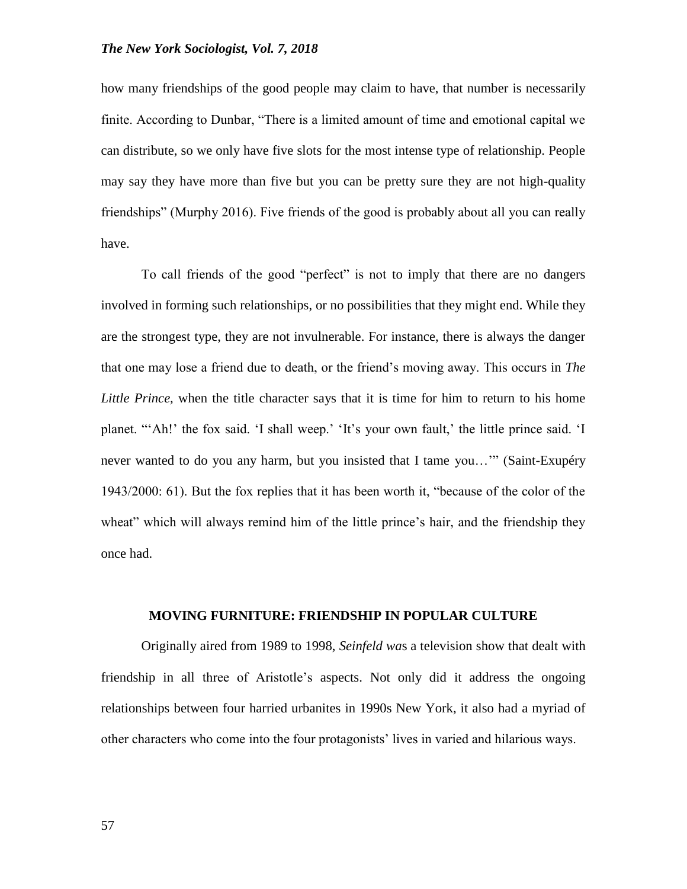how many friendships of the good people may claim to have, that number is necessarily finite. According to Dunbar, "There is a limited amount of time and emotional capital we can distribute, so we only have five slots for the most intense type of relationship. People may say they have more than five but you can be pretty sure they are not high-quality friendships" (Murphy 2016). Five friends of the good is probably about all you can really have.

To call friends of the good "perfect" is not to imply that there are no dangers involved in forming such relationships, or no possibilities that they might end. While they are the strongest type, they are not invulnerable. For instance, there is always the danger that one may lose a friend due to death, or the friend's moving away. This occurs in *The Little Prince,* when the title character says that it is time for him to return to his home planet. "'Ah!' the fox said. 'I shall weep.' 'It's your own fault,' the little prince said. 'I never wanted to do you any harm, but you insisted that I tame you…'" (Saint-Exupéry 1943/2000: 61). But the fox replies that it has been worth it, "because of the color of the wheat" which will always remind him of the little prince's hair, and the friendship they once had.

## MOVING FURNITURE: FRIENDSHIP IN POPULAR CULTURE

Originally aired from 1989 to 1998, *Seinfeld wa*s a television show that dealt with friendship in all three of Aristotle's aspects. Not only did it address the ongoing relationships between four harried urbanites in 1990s New York, it also had a myriad of other characters who come into the four protagonists' lives in varied and hilarious ways.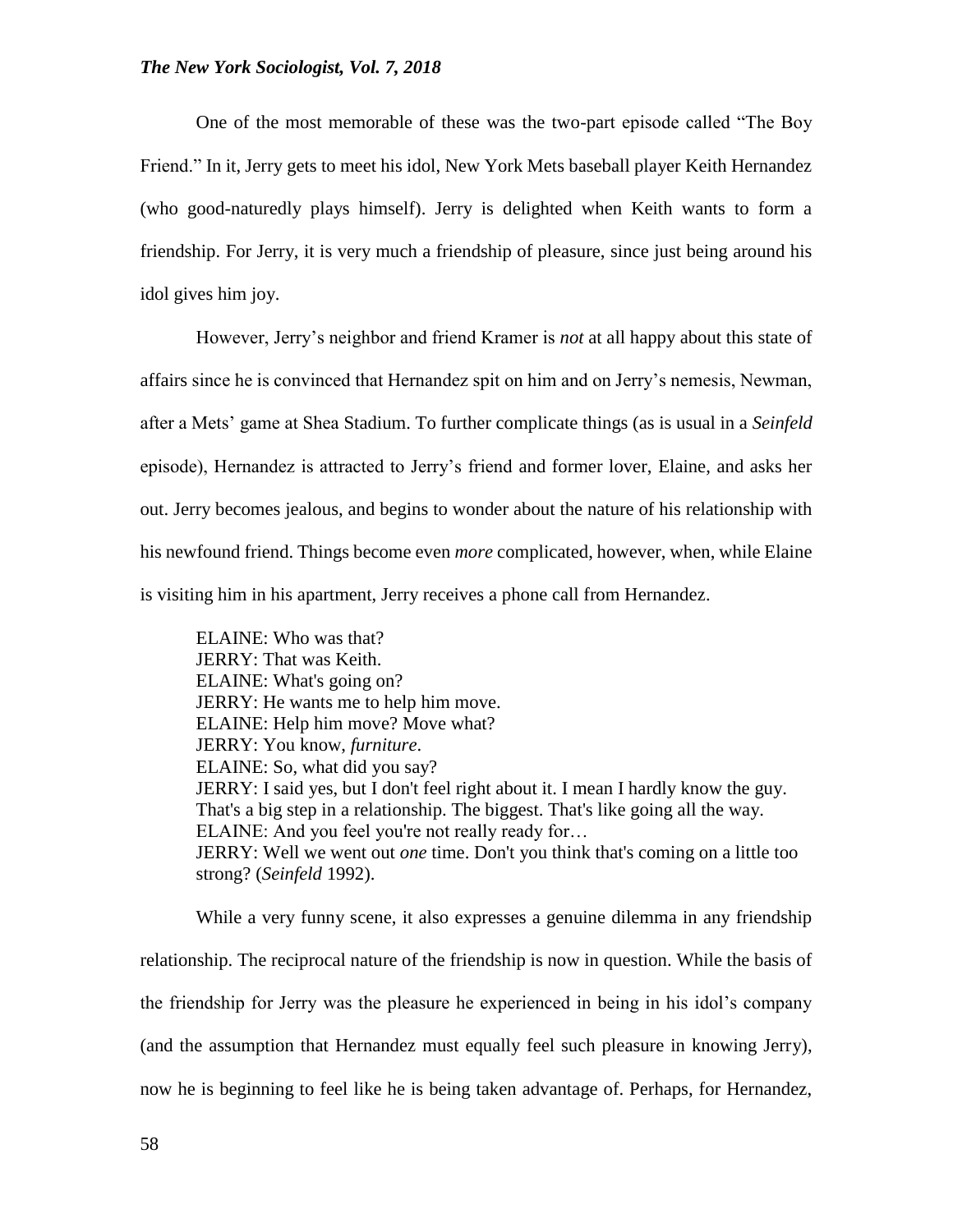One of the most memorable of these was the two-part episode called "The Boy Friend." In it, Jerry gets to meet his idol, New York Mets baseball player Keith Hernandez (who good-naturedly plays himself). Jerry is delighted when Keith wants to form a friendship. For Jerry, it is very much a friendship of pleasure, since just being around his idol gives him joy.

However, Jerry's neighbor and friend Kramer is *not* at all happy about this state of affairs since he is convinced that Hernandez spit on him and on Jerry's nemesis, Newman, after a Mets' game at Shea Stadium. To further complicate things (as is usual in a *Seinfeld* episode), Hernandez is attracted to Jerry's friend and former lover, Elaine, and asks her out. Jerry becomes jealous, and begins to wonder about the nature of his relationship with his newfound friend. Things become even *more* complicated, however, when, while Elaine is visiting him in his apartment, Jerry receives a phone call from Hernandez.

> ELAINE: Who was that?
> JERRY: That was Keith.
> ELAINE: What's going on?
> JERRY: He wants me to help him move.
> ELAINE: Help him move? Move what?
> JERRY: You know, *furniture*.
> ELAINE: So, what did you say?
> JERRY: I said yes, but I don't feel right about it. I mean I hardly know the guy. That's a big step in a relationship. The biggest. That's like going all the way.
> ELAINE: And you feel you're not really ready for…
> JERRY: Well we went out *one* time. Don't you think that's coming on a little too strong? (*Seinfeld* 1992).

While a very funny scene, it also expresses a genuine dilemma in any friendship relationship. The reciprocal nature of the friendship is now in question. While the basis of the friendship for Jerry was the pleasure he experienced in being in his idol's company (and the assumption that Hernandez must equally feel such pleasure in knowing Jerry), now he is beginning to feel like he is being taken advantage of. Perhaps, for Hernandez,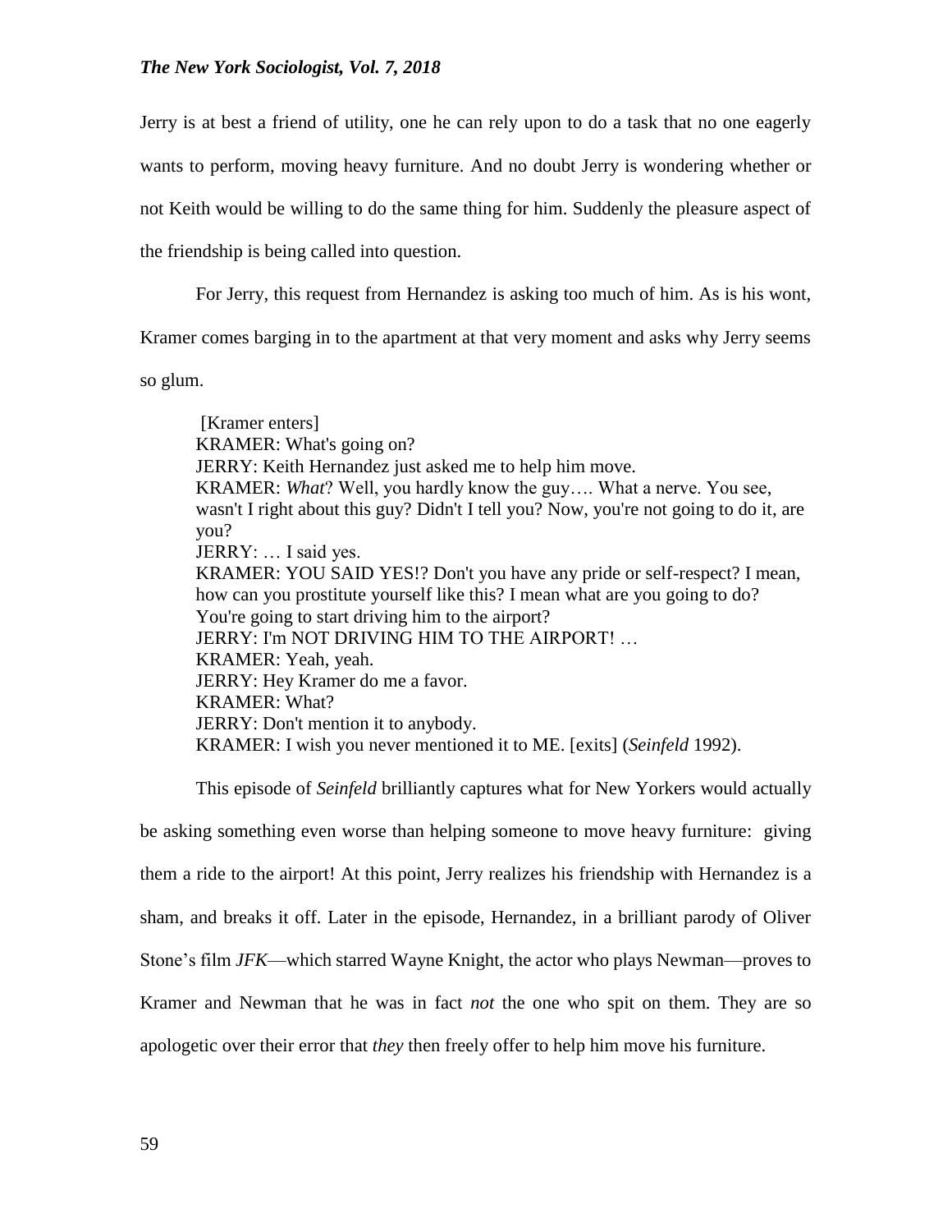Jerry is at best a friend of utility, one he can rely upon to do a task that no one eagerly wants to perform, moving heavy furniture. And no doubt Jerry is wondering whether or not Keith would be willing to do the same thing for him. Suddenly the pleasure aspect of the friendship is being called into question.

For Jerry, this request from Hernandez is asking too much of him. As is his wont, Kramer comes barging in to the apartment at that very moment and asks why Jerry seems so glum.

> [Kramer enters]
> KRAMER: What's going on?
> JERRY: Keith Hernandez just asked me to help him move.
> KRAMER: *What*? Well, you hardly know the guy…. What a nerve. You see, wasn't I right about this guy? Didn't I tell you? Now, you're not going to do it, are you?
> JERRY: … I said yes.
> KRAMER: YOU SAID YES!? Don't you have any pride or self-respect? I mean, how can you prostitute yourself like this? I mean what are you going to do? You're going to start driving him to the airport?
> JERRY: I'm NOT DRIVING HIM TO THE AIRPORT! …
> KRAMER: Yeah, yeah.
> JERRY: Hey Kramer do me a favor.
> KRAMER: What?
> JERRY: Don't mention it to anybody.
> KRAMER: I wish you never mentioned it to ME. [exits] (*Seinfeld* 1992).

This episode of *Seinfeld* brilliantly captures what for New Yorkers would actually be asking something even worse than helping someone to move heavy furniture: giving them a ride to the airport! At this point, Jerry realizes his friendship with Hernandez is a sham, and breaks it off. Later in the episode, Hernandez, in a brilliant parody of Oliver Stone's film *JFK*—which starred Wayne Knight, the actor who plays Newman—proves to Kramer and Newman that he was in fact *not* the one who spit on them. They are so apologetic over their error that *they* then freely offer to help him move his furniture.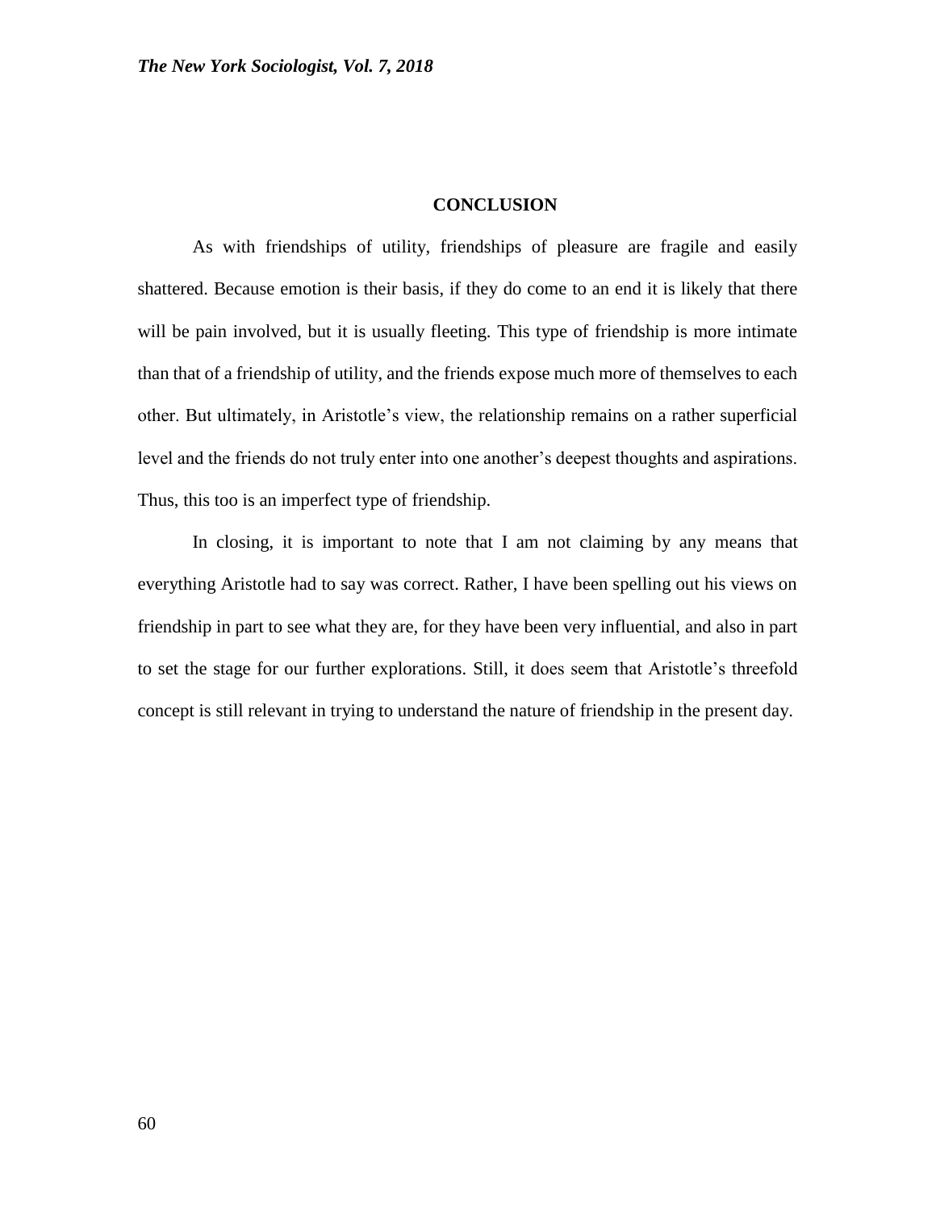## CONCLUSION

As with friendships of utility, friendships of pleasure are fragile and easily shattered. Because emotion is their basis, if they do come to an end it is likely that there will be pain involved, but it is usually fleeting. This type of friendship is more intimate than that of a friendship of utility, and the friends expose much more of themselves to each other. But ultimately, in Aristotle's view, the relationship remains on a rather superficial level and the friends do not truly enter into one another's deepest thoughts and aspirations. Thus, this too is an imperfect type of friendship.

In closing, it is important to note that I am not claiming by any means that everything Aristotle had to say was correct. Rather, I have been spelling out his views on friendship in part to see what they are, for they have been very influential, and also in part to set the stage for our further explorations. Still, it does seem that Aristotle's threefold concept is still relevant in trying to understand the nature of friendship in the present day.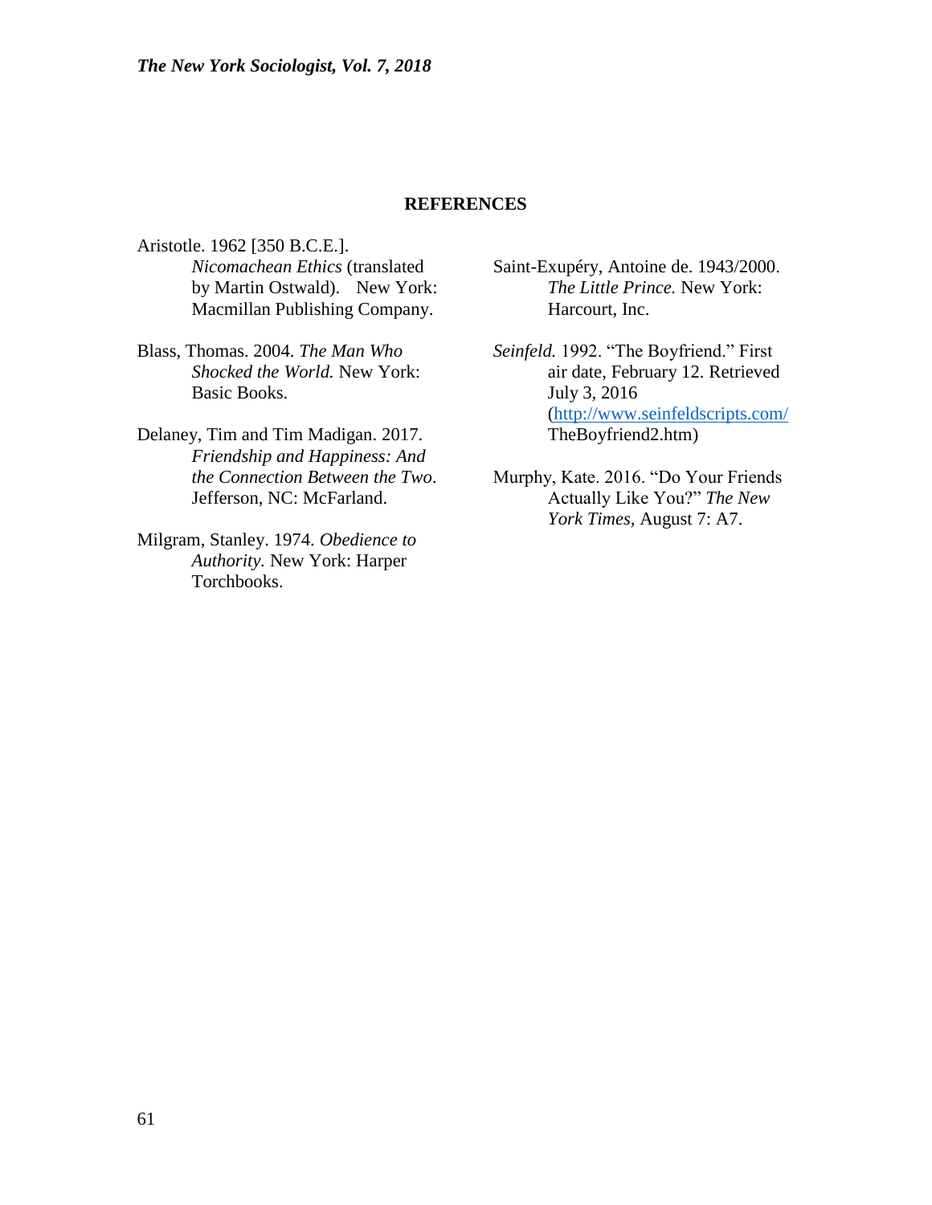## REFERENCES

Aristotle. 1962 [350 B.C.E.]. *Nicomachean Ethics* (translated by Martin Ostwald). New York: Macmillan Publishing Company.

Blass, Thomas. 2004. *The Man Who Shocked the World.* New York: Basic Books.

Delaney, Tim and Tim Madigan. 2017. *Friendship and Happiness: And the Connection Between the Two*. Jefferson, NC: McFarland.

Milgram, Stanley. 1974. *Obedience to Authority.* New York: Harper Torchbooks.

Saint-Exupéry, Antoine de. 1943/2000. *The Little Prince.* New York: Harcourt, Inc.

*Seinfeld.* 1992. "The Boyfriend." First air date, February 12. Retrieved July 3, 2016 (http://www.seinfeldscripts.com/TheBoyfriend2.htm)

Murphy, Kate. 2016. "Do Your Friends Actually Like You?" *The New York Times*, August 7: A7.